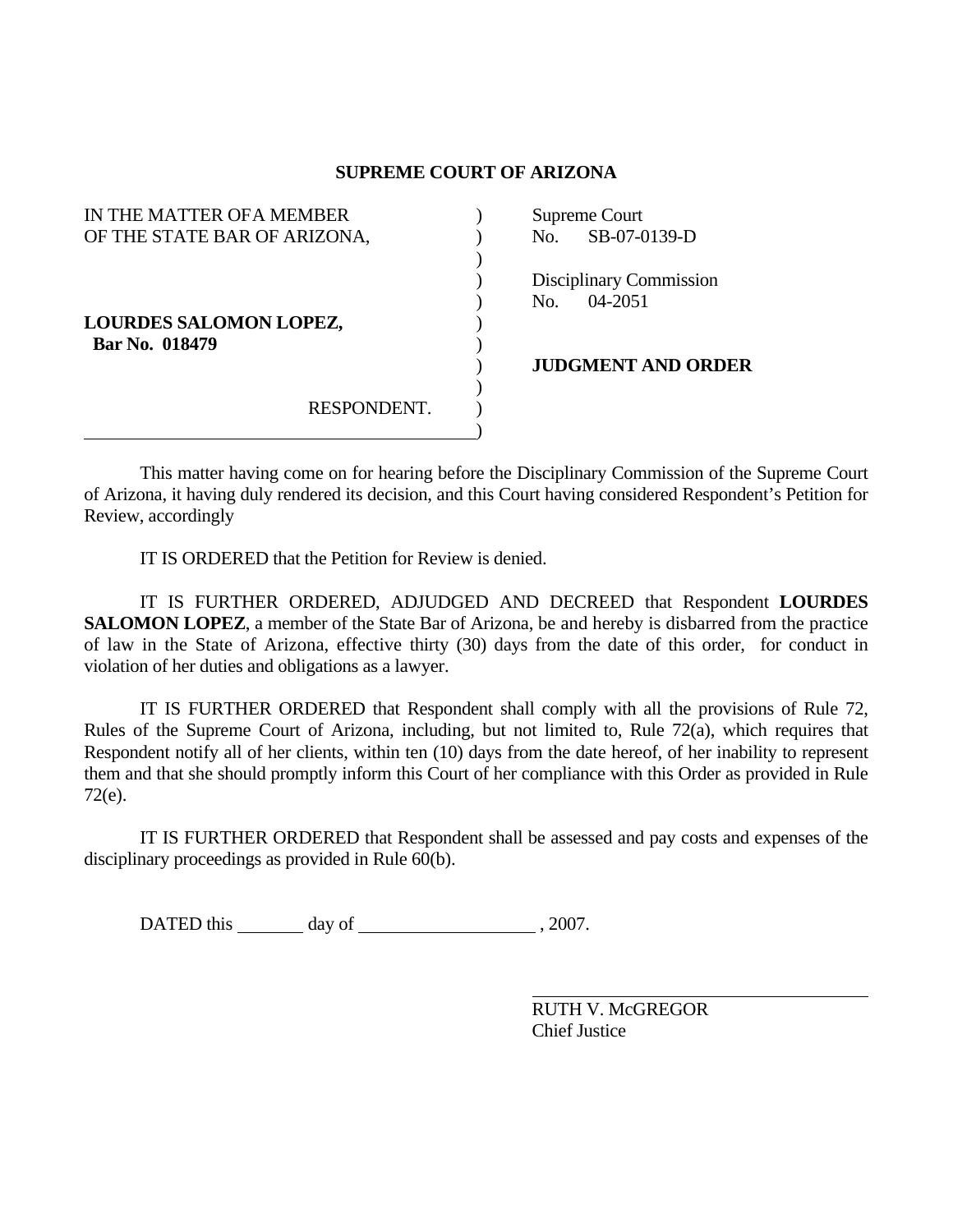# SUPREME COURT OF ARIZONA

| | | |
|---|---|---|
| IN THE MATTER OFA MEMBER OF THE STATE BAR OF ARIZONA, | ) | Supreme Court No. SB-07-0139-D |
| | ) | Disciplinary Commission No. 04-2051 |
| **LOURDES SALOMON LOPEZ, Bar No. 018479** | ) | **JUDGMENT AND ORDER** |
| RESPONDENT. | ) | |

This matter having come on for hearing before the Disciplinary Commission of the Supreme Court of Arizona, it having duly rendered its decision, and this Court having considered Respondent's Petition for Review, accordingly

IT IS ORDERED that the Petition for Review is denied.

IT IS FURTHER ORDERED, ADJUDGED AND DECREED that Respondent **LOURDES SALOMON LOPEZ**, a member of the State Bar of Arizona, be and hereby is disbarred from the practice of law in the State of Arizona, effective thirty (30) days from the date of this order, for conduct in violation of her duties and obligations as a lawyer.

IT IS FURTHER ORDERED that Respondent shall comply with all the provisions of Rule 72, Rules of the Supreme Court of Arizona, including, but not limited to, Rule 72(a), which requires that Respondent notify all of her clients, within ten (10) days from the date hereof, of her inability to represent them and that she should promptly inform this Court of her compliance with this Order as provided in Rule 72(e).

IT IS FURTHER ORDERED that Respondent shall be assessed and pay costs and expenses of the disciplinary proceedings as provided in Rule 60(b).

DATED this ________ day of ____________________ , 2007.

RUTH V. McGREGOR
Chief Justice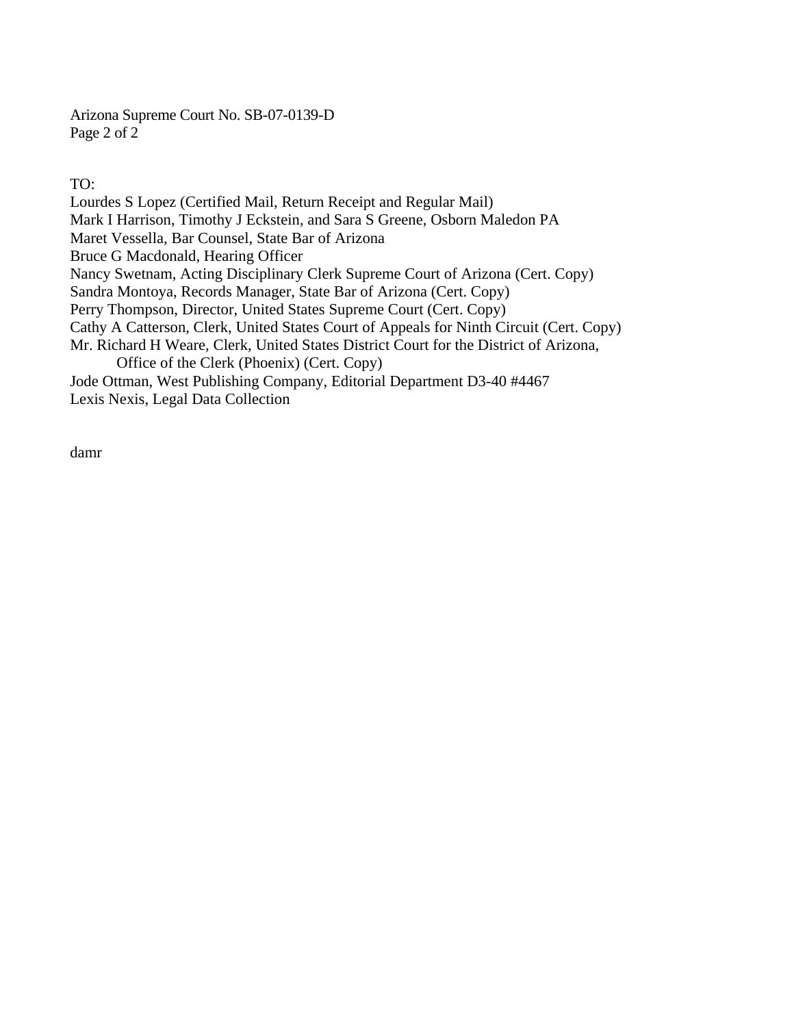TO:

Lourdes S Lopez (Certified Mail, Return Receipt and Regular Mail)
Mark I Harrison, Timothy J Eckstein, and Sara S Greene, Osborn Maledon PA
Maret Vessella, Bar Counsel, State Bar of Arizona
Bruce G Macdonald, Hearing Officer
Nancy Swetnam, Acting Disciplinary Clerk Supreme Court of Arizona (Cert. Copy)
Sandra Montoya, Records Manager, State Bar of Arizona (Cert. Copy)
Perry Thompson, Director, United States Supreme Court (Cert. Copy)
Cathy A Catterson, Clerk, United States Court of Appeals for Ninth Circuit (Cert. Copy)
Mr. Richard H Weare, Clerk, United States District Court for the District of Arizona, Office of the Clerk (Phoenix) (Cert. Copy)
Jode Ottman, West Publishing Company, Editorial Department D3-40 #4467
Lexis Nexis, Legal Data Collection

damr